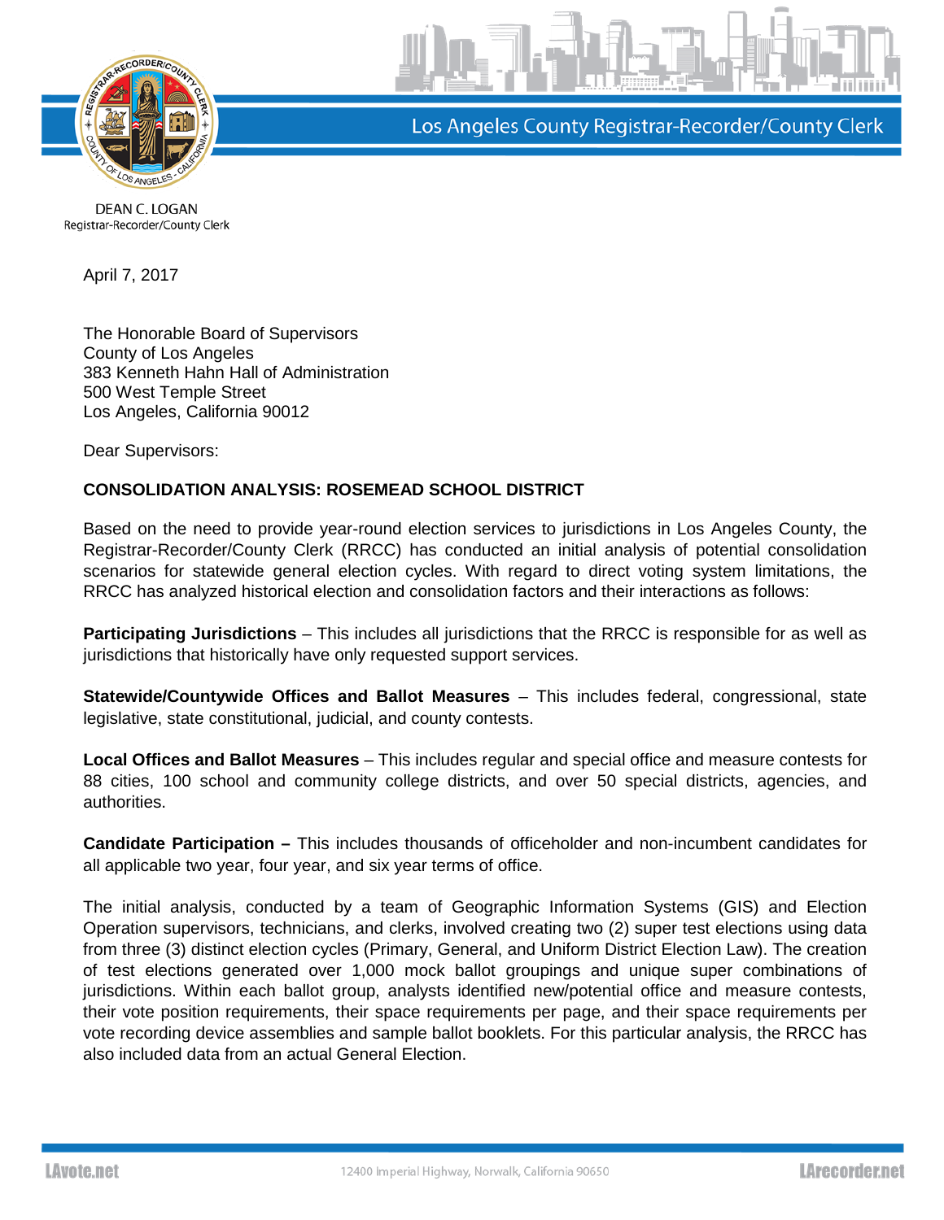Los Angeles County Registrar-Recorder/County Clerk

DEAN C. LOGAN
Registrar-Recorder/County Clerk

April 7, 2017

The Honorable Board of Supervisors
County of Los Angeles
383 Kenneth Hahn Hall of Administration
500 West Temple Street
Los Angeles, California 90012

Dear Supervisors:

**CONSOLIDATION ANALYSIS: ROSEMEAD SCHOOL DISTRICT**

Based on the need to provide year-round election services to jurisdictions in Los Angeles County, the Registrar-Recorder/County Clerk (RRCC) has conducted an initial analysis of potential consolidation scenarios for statewide general election cycles. With regard to direct voting system limitations, the RRCC has analyzed historical election and consolidation factors and their interactions as follows:

**Participating Jurisdictions** – This includes all jurisdictions that the RRCC is responsible for as well as jurisdictions that historically have only requested support services.

**Statewide/Countywide Offices and Ballot Measures** – This includes federal, congressional, state legislative, state constitutional, judicial, and county contests.

**Local Offices and Ballot Measures** – This includes regular and special office and measure contests for 88 cities, 100 school and community college districts, and over 50 special districts, agencies, and authorities.

**Candidate Participation –** This includes thousands of officeholder and non-incumbent candidates for all applicable two year, four year, and six year terms of office.

The initial analysis, conducted by a team of Geographic Information Systems (GIS) and Election Operation supervisors, technicians, and clerks, involved creating two (2) super test elections using data from three (3) distinct election cycles (Primary, General, and Uniform District Election Law). The creation of test elections generated over 1,000 mock ballot groupings and unique super combinations of jurisdictions. Within each ballot group, analysts identified new/potential office and measure contests, their vote position requirements, their space requirements per page, and their space requirements per vote recording device assemblies and sample ballot booklets. For this particular analysis, the RRCC has also included data from an actual General Election.

LAvote.net 12400 Imperial Highway, Norwalk, California 90650 LArecorder.net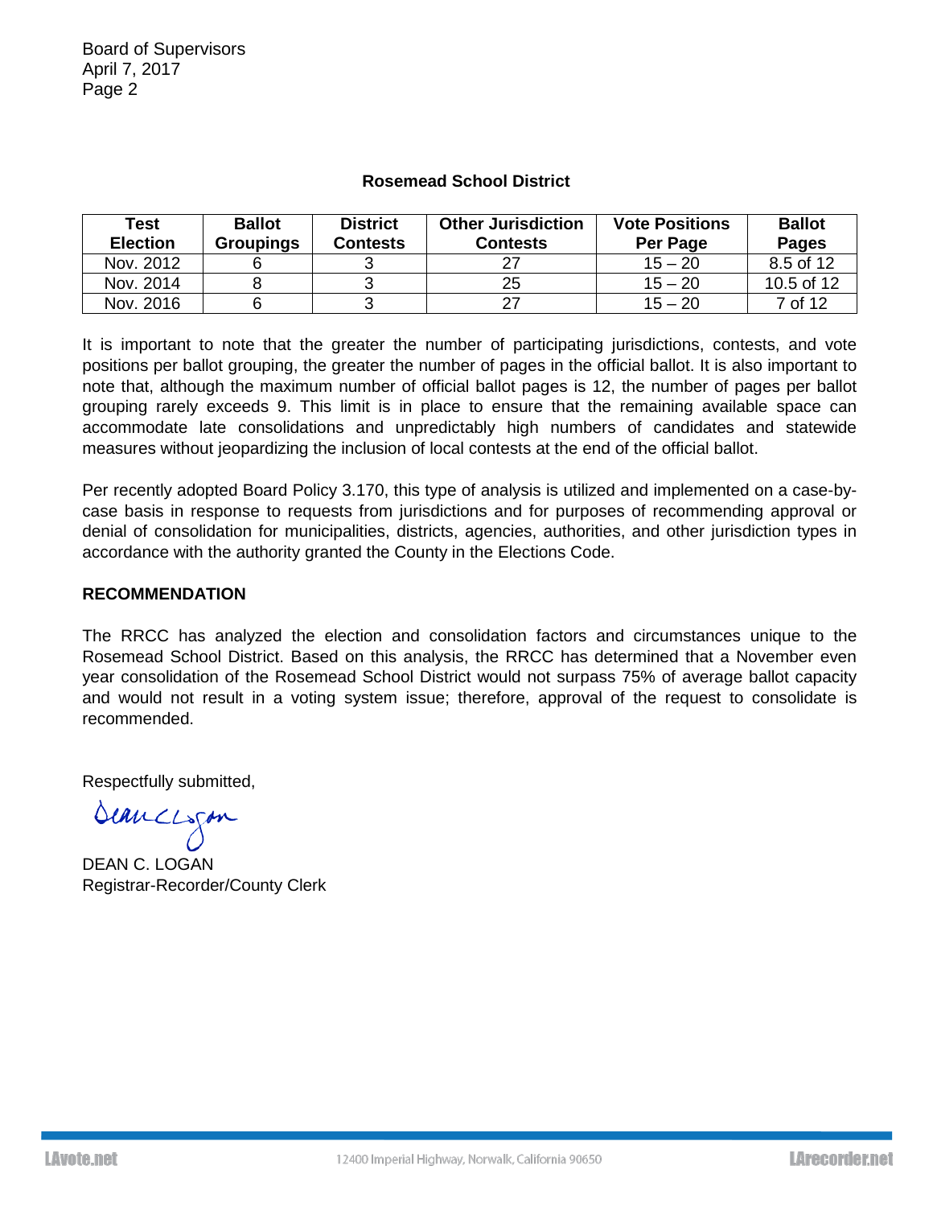### Rosemead School District

| Test Election | Ballot Groupings | District Contests | Other Jurisdiction Contests | Vote Positions Per Page | Ballot Pages |
|---|---|---|---|---|---|
| Nov. 2012 | 6 | 3 | 27 | 15 – 20 | 8.5 of 12 |
| Nov. 2014 | 8 | 3 | 25 | 15 – 20 | 10.5 of 12 |
| Nov. 2016 | 6 | 3 | 27 | 15 – 20 | 7 of 12 |

It is important to note that the greater the number of participating jurisdictions, contests, and vote positions per ballot grouping, the greater the number of pages in the official ballot. It is also important to note that, although the maximum number of official ballot pages is 12, the number of pages per ballot grouping rarely exceeds 9. This limit is in place to ensure that the remaining available space can accommodate late consolidations and unpredictably high numbers of candidates and statewide measures without jeopardizing the inclusion of local contests at the end of the official ballot.

Per recently adopted Board Policy 3.170, this type of analysis is utilized and implemented on a case-by-case basis in response to requests from jurisdictions and for purposes of recommending approval or denial of consolidation for municipalities, districts, agencies, authorities, and other jurisdiction types in accordance with the authority granted the County in the Elections Code.

**RECOMMENDATION**

The RRCC has analyzed the election and consolidation factors and circumstances unique to the Rosemead School District. Based on this analysis, the RRCC has determined that a November even year consolidation of the Rosemead School District would not surpass 75% of average ballot capacity and would not result in a voting system issue; therefore, approval of the request to consolidate is recommended.

Respectfully submitted,

DEAN C. LOGAN
Registrar-Recorder/County Clerk